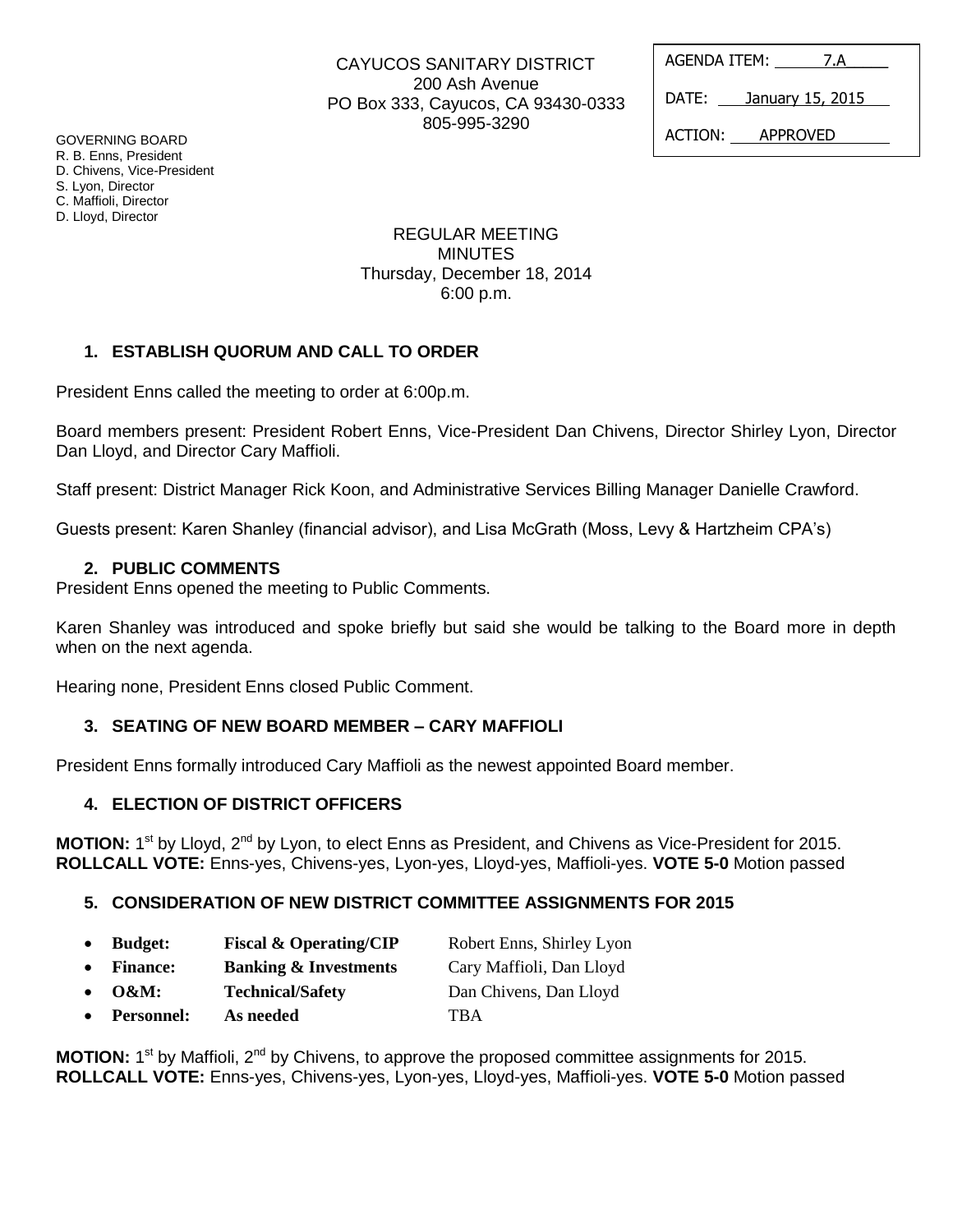CAYUCOS SANITARY DISTRICT
200 Ash Avenue
PO Box 333, Cayucos, CA 93430-0333
805-995-3290

| AGENDA ITEM: 7.A |
|---|
| DATE: January 15, 2015 |
| ACTION: APPROVED |

GOVERNING BOARD
R. B. Enns, President
D. Chivens, Vice-President
S. Lyon, Director
C. Maffioli, Director
D. Lloyd, Director

REGULAR MEETING
MINUTES
Thursday, December 18, 2014
6:00 p.m.

## 1. ESTABLISH QUORUM AND CALL TO ORDER

President Enns called the meeting to order at 6:00p.m.

Board members present: President Robert Enns, Vice-President Dan Chivens, Director Shirley Lyon, Director Dan Lloyd, and Director Cary Maffioli.

Staff present: District Manager Rick Koon, and Administrative Services Billing Manager Danielle Crawford.

Guests present: Karen Shanley (financial advisor), and Lisa McGrath (Moss, Levy & Hartzheim CPA's)

## 2. PUBLIC COMMENTS

President Enns opened the meeting to Public Comments.

Karen Shanley was introduced and spoke briefly but said she would be talking to the Board more in depth when on the next agenda.

Hearing none, President Enns closed Public Comment.

## 3. SEATING OF NEW BOARD MEMBER – CARY MAFFIOLI

President Enns formally introduced Cary Maffioli as the newest appointed Board member.

## 4. ELECTION OF DISTRICT OFFICERS

**MOTION:** 1st by Lloyd, 2nd by Lyon, to elect Enns as President, and Chivens as Vice-President for 2015.
**ROLLCALL VOTE:** Enns-yes, Chivens-yes, Lyon-yes, Lloyd-yes, Maffioli-yes. **VOTE 5-0** Motion passed

## 5. CONSIDERATION OF NEW DISTRICT COMMITTEE ASSIGNMENTS FOR 2015

- **Budget:** **Fiscal & Operating/CIP** Robert Enns, Shirley Lyon
- **Finance:** **Banking & Investments** Cary Maffioli, Dan Lloyd
- **O&M:** **Technical/Safety** Dan Chivens, Dan Lloyd
- **Personnel:** **As needed** TBA

**MOTION:** 1st by Maffioli, 2nd by Chivens, to approve the proposed committee assignments for 2015.
**ROLLCALL VOTE:** Enns-yes, Chivens-yes, Lyon-yes, Lloyd-yes, Maffioli-yes. **VOTE 5-0** Motion passed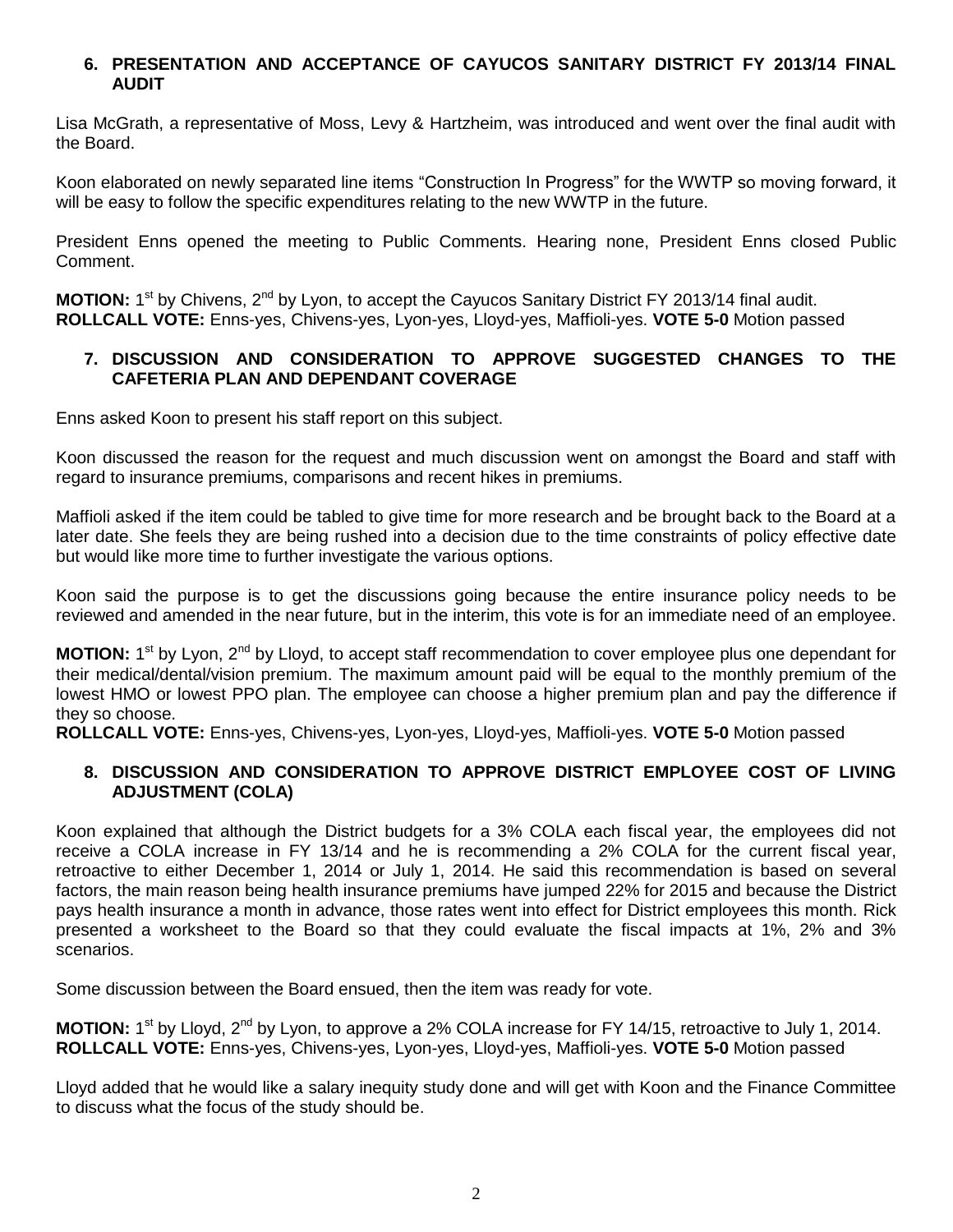**6. PRESENTATION AND ACCEPTANCE OF CAYUCOS SANITARY DISTRICT FY 2013/14 FINAL AUDIT**

Lisa McGrath, a representative of Moss, Levy & Hartzheim, was introduced and went over the final audit with the Board.

Koon elaborated on newly separated line items "Construction In Progress" for the WWTP so moving forward, it will be easy to follow the specific expenditures relating to the new WWTP in the future.

President Enns opened the meeting to Public Comments. Hearing none, President Enns closed Public Comment.

**MOTION:** 1st by Chivens, 2nd by Lyon, to accept the Cayucos Sanitary District FY 2013/14 final audit.
**ROLLCALL VOTE:** Enns-yes, Chivens-yes, Lyon-yes, Lloyd-yes, Maffioli-yes. **VOTE 5-0** Motion passed

**7. DISCUSSION AND CONSIDERATION TO APPROVE SUGGESTED CHANGES TO THE CAFETERIA PLAN AND DEPENDANT COVERAGE**

Enns asked Koon to present his staff report on this subject.

Koon discussed the reason for the request and much discussion went on amongst the Board and staff with regard to insurance premiums, comparisons and recent hikes in premiums.

Maffioli asked if the item could be tabled to give time for more research and be brought back to the Board at a later date. She feels they are being rushed into a decision due to the time constraints of policy effective date but would like more time to further investigate the various options.

Koon said the purpose is to get the discussions going because the entire insurance policy needs to be reviewed and amended in the near future, but in the interim, this vote is for an immediate need of an employee.

**MOTION:** 1st by Lyon, 2nd by Lloyd, to accept staff recommendation to cover employee plus one dependant for their medical/dental/vision premium. The maximum amount paid will be equal to the monthly premium of the lowest HMO or lowest PPO plan. The employee can choose a higher premium plan and pay the difference if they so choose.
**ROLLCALL VOTE:** Enns-yes, Chivens-yes, Lyon-yes, Lloyd-yes, Maffioli-yes. **VOTE 5-0** Motion passed

**8. DISCUSSION AND CONSIDERATION TO APPROVE DISTRICT EMPLOYEE COST OF LIVING ADJUSTMENT (COLA)**

Koon explained that although the District budgets for a 3% COLA each fiscal year, the employees did not receive a COLA increase in FY 13/14 and he is recommending a 2% COLA for the current fiscal year, retroactive to either December 1, 2014 or July 1, 2014. He said this recommendation is based on several factors, the main reason being health insurance premiums have jumped 22% for 2015 and because the District pays health insurance a month in advance, those rates went into effect for District employees this month. Rick presented a worksheet to the Board so that they could evaluate the fiscal impacts at 1%, 2% and 3% scenarios.

Some discussion between the Board ensued, then the item was ready for vote.

**MOTION:** 1st by Lloyd, 2nd by Lyon, to approve a 2% COLA increase for FY 14/15, retroactive to July 1, 2014.
**ROLLCALL VOTE:** Enns-yes, Chivens-yes, Lyon-yes, Lloyd-yes, Maffioli-yes. **VOTE 5-0** Motion passed

Lloyd added that he would like a salary inequity study done and will get with Koon and the Finance Committee to discuss what the focus of the study should be.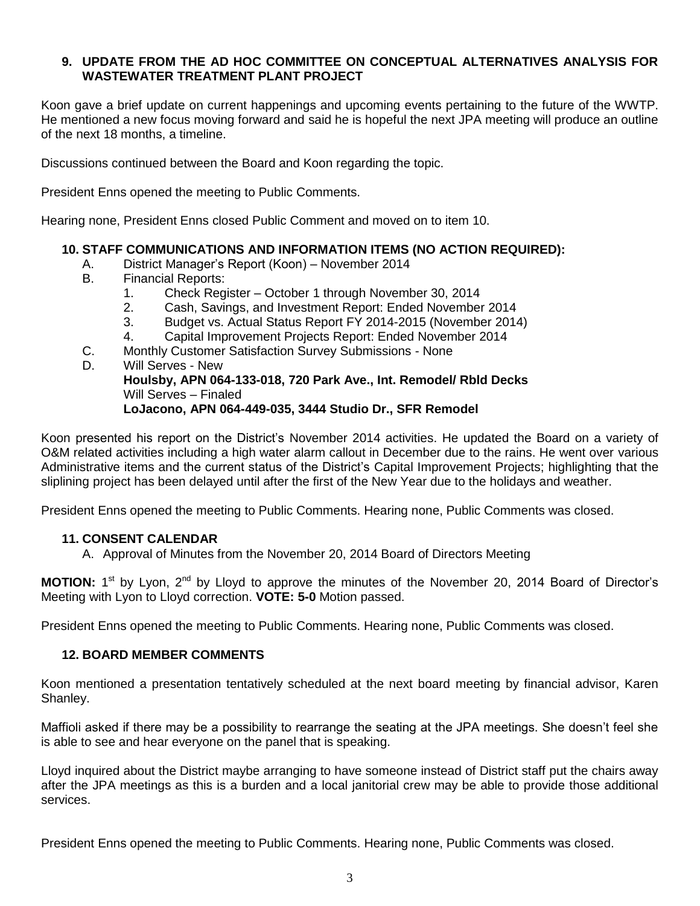## 9. UPDATE FROM THE AD HOC COMMITTEE ON CONCEPTUAL ALTERNATIVES ANALYSIS FOR WASTEWATER TREATMENT PLANT PROJECT

Koon gave a brief update on current happenings and upcoming events pertaining to the future of the WWTP. He mentioned a new focus moving forward and said he is hopeful the next JPA meeting will produce an outline of the next 18 months, a timeline.

Discussions continued between the Board and Koon regarding the topic.

President Enns opened the meeting to Public Comments.

Hearing none, President Enns closed Public Comment and moved on to item 10.

## 10. STAFF COMMUNICATIONS AND INFORMATION ITEMS (NO ACTION REQUIRED):

- A. District Manager's Report (Koon) – November 2014
- B. Financial Reports:
  1. Check Register – October 1 through November 30, 2014
  2. Cash, Savings, and Investment Report: Ended November 2014
  3. Budget vs. Actual Status Report FY 2014-2015 (November 2014)
  4. Capital Improvement Projects Report: Ended November 2014
- C. Monthly Customer Satisfaction Survey Submissions - None
- D. Will Serves - New
  **Houlsby, APN 064-133-018, 720 Park Ave., Int. Remodel/ Rbld Decks**
  Will Serves – Finaled
  **LoJacono, APN 064-449-035, 3444 Studio Dr., SFR Remodel**

Koon presented his report on the District's November 2014 activities. He updated the Board on a variety of O&M related activities including a high water alarm callout in December due to the rains. He went over various Administrative items and the current status of the District's Capital Improvement Projects; highlighting that the sliplining project has been delayed until after the first of the New Year due to the holidays and weather.

President Enns opened the meeting to Public Comments. Hearing none, Public Comments was closed.

## 11. CONSENT CALENDAR

A. Approval of Minutes from the November 20, 2014 Board of Directors Meeting

**MOTION:** 1st by Lyon, 2nd by Lloyd to approve the minutes of the November 20, 2014 Board of Director's Meeting with Lyon to Lloyd correction. **VOTE: 5-0** Motion passed.

President Enns opened the meeting to Public Comments. Hearing none, Public Comments was closed.

## 12. BOARD MEMBER COMMENTS

Koon mentioned a presentation tentatively scheduled at the next board meeting by financial advisor, Karen Shanley.

Maffioli asked if there may be a possibility to rearrange the seating at the JPA meetings. She doesn't feel she is able to see and hear everyone on the panel that is speaking.

Lloyd inquired about the District maybe arranging to have someone instead of District staff put the chairs away after the JPA meetings as this is a burden and a local janitorial crew may be able to provide those additional services.

President Enns opened the meeting to Public Comments. Hearing none, Public Comments was closed.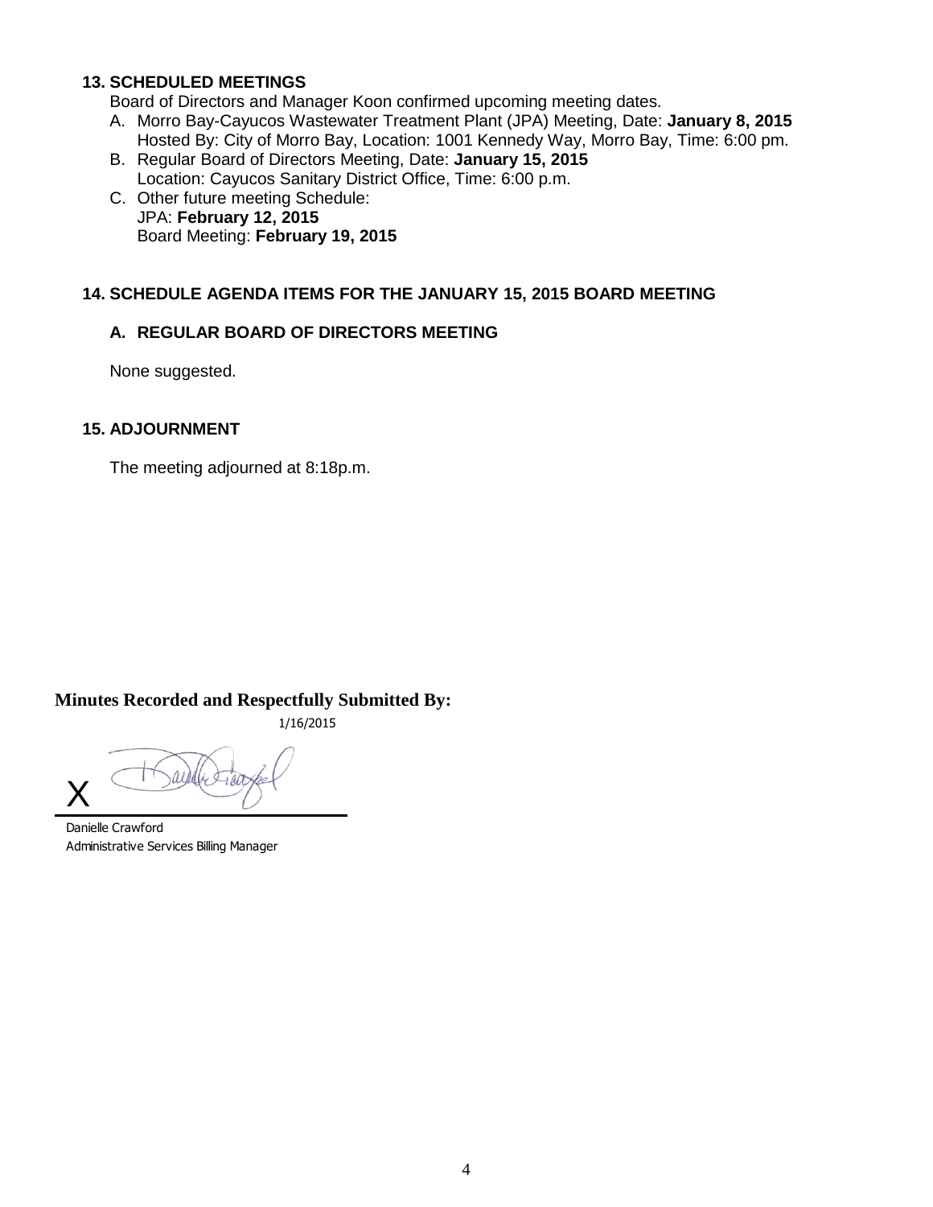**13. SCHEDULED MEETINGS**

Board of Directors and Manager Koon confirmed upcoming meeting dates.

A. Morro Bay-Cayucos Wastewater Treatment Plant (JPA) Meeting, Date: **January 8, 2015**
   Hosted By: City of Morro Bay, Location: 1001 Kennedy Way, Morro Bay, Time: 6:00 pm.
B. Regular Board of Directors Meeting, Date: **January 15, 2015**
   Location: Cayucos Sanitary District Office, Time: 6:00 p.m.
C. Other future meeting Schedule:
   JPA: **February 12, 2015**
   Board Meeting: **February 19, 2015**

**14. SCHEDULE AGENDA ITEMS FOR THE JANUARY 15, 2015 BOARD MEETING**

**A. REGULAR BOARD OF DIRECTORS MEETING**

None suggested.

**15. ADJOURNMENT**

The meeting adjourned at 8:18p.m.

**Minutes Recorded and Respectfully Submitted By:**

1/16/2015

X

Danielle Crawford
Administrative Services Billing Manager